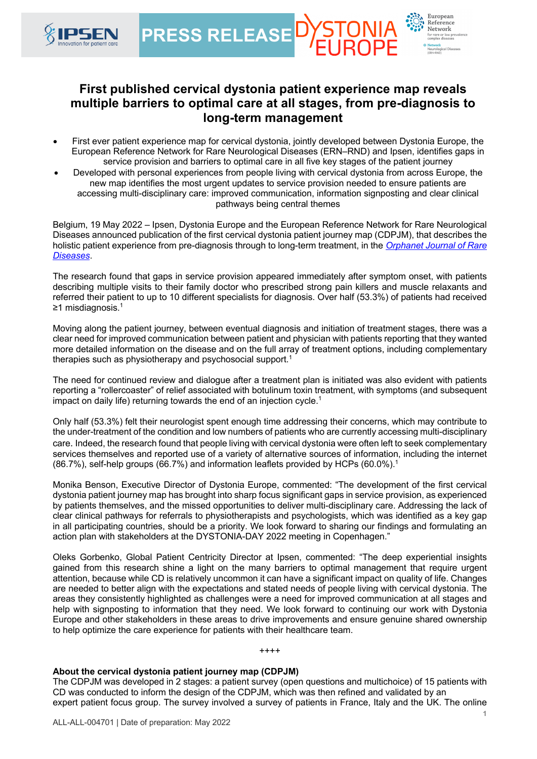# First published cervical dystonia patient experience map reveals multiple barriers to optimal care at all stages, from pre-diagnosis to long-term management

- First ever patient experience map for cervical dystonia, jointly developed between Dystonia Europe, the European Reference Network for Rare Neurological Diseases (ERN–RND) and Ipsen, identifies gaps in service provision and barriers to optimal care in all five key stages of the patient journey
- Developed with personal experiences from people living with cervical dystonia from across Europe, the new map identifies the most urgent updates to service provision needed to ensure patients are accessing multi-disciplinary care: improved communication, information signposting and clear clinical pathways being central themes

Belgium, 19 May 2022 – Ipsen, Dystonia Europe and the European Reference Network for Rare Neurological Diseases announced publication of the first cervical dystonia patient journey map (CDPJM), that describes the holistic patient experience from pre-diagnosis through to long-term treatment, in the *Orphanet Journal of Rare Diseases*.

The research found that gaps in service provision appeared immediately after symptom onset, with patients describing multiple visits to their family doctor who prescribed strong pain killers and muscle relaxants and referred their patient to up to 10 different specialists for diagnosis. Over half (53.3%) of patients had received ≥1 misdiagnosis.[1]

Moving along the patient journey, between eventual diagnosis and initiation of treatment stages, there was a clear need for improved communication between patient and physician with patients reporting that they wanted more detailed information on the disease and on the full array of treatment options, including complementary therapies such as physiotherapy and psychosocial support.[1]

The need for continued review and dialogue after a treatment plan is initiated was also evident with patients reporting a "rollercoaster" of relief associated with botulinum toxin treatment, with symptoms (and subsequent impact on daily life) returning towards the end of an injection cycle.[1]

Only half (53.3%) felt their neurologist spent enough time addressing their concerns, which may contribute to the under-treatment of the condition and low numbers of patients who are currently accessing multi-disciplinary care. Indeed, the research found that people living with cervical dystonia were often left to seek complementary services themselves and reported use of a variety of alternative sources of information, including the internet (86.7%), self-help groups (66.7%) and information leaflets provided by HCPs (60.0%).[1]

Monika Benson, Executive Director of Dystonia Europe, commented: "The development of the first cervical dystonia patient journey map has brought into sharp focus significant gaps in service provision, as experienced by patients themselves, and the missed opportunities to deliver multi-disciplinary care. Addressing the lack of clear clinical pathways for referrals to physiotherapists and psychologists, which was identified as a key gap in all participating countries, should be a priority. We look forward to sharing our findings and formulating an action plan with stakeholders at the DYSTONIA-DAY 2022 meeting in Copenhagen."

Oleks Gorbenko, Global Patient Centricity Director at Ipsen, commented: "The deep experiential insights gained from this research shine a light on the many barriers to optimal management that require urgent attention, because while CD is relatively uncommon it can have a significant impact on quality of life. Changes are needed to better align with the expectations and stated needs of people living with cervical dystonia. The areas they consistently highlighted as challenges were a need for improved communication at all stages and help with signposting to information that they need. We look forward to continuing our work with Dystonia Europe and other stakeholders in these areas to drive improvements and ensure genuine shared ownership to help optimize the care experience for patients with their healthcare team.

++++

**About the cervical dystonia patient journey map (CDPJM)**

The CDPJM was developed in 2 stages: a patient survey (open questions and multichoice) of 15 patients with CD was conducted to inform the design of the CDPJM, which was then refined and validated by an expert patient focus group. The survey involved a survey of patients in France, Italy and the UK. The online

ALL-ALL-004701 | Date of preparation: May 2022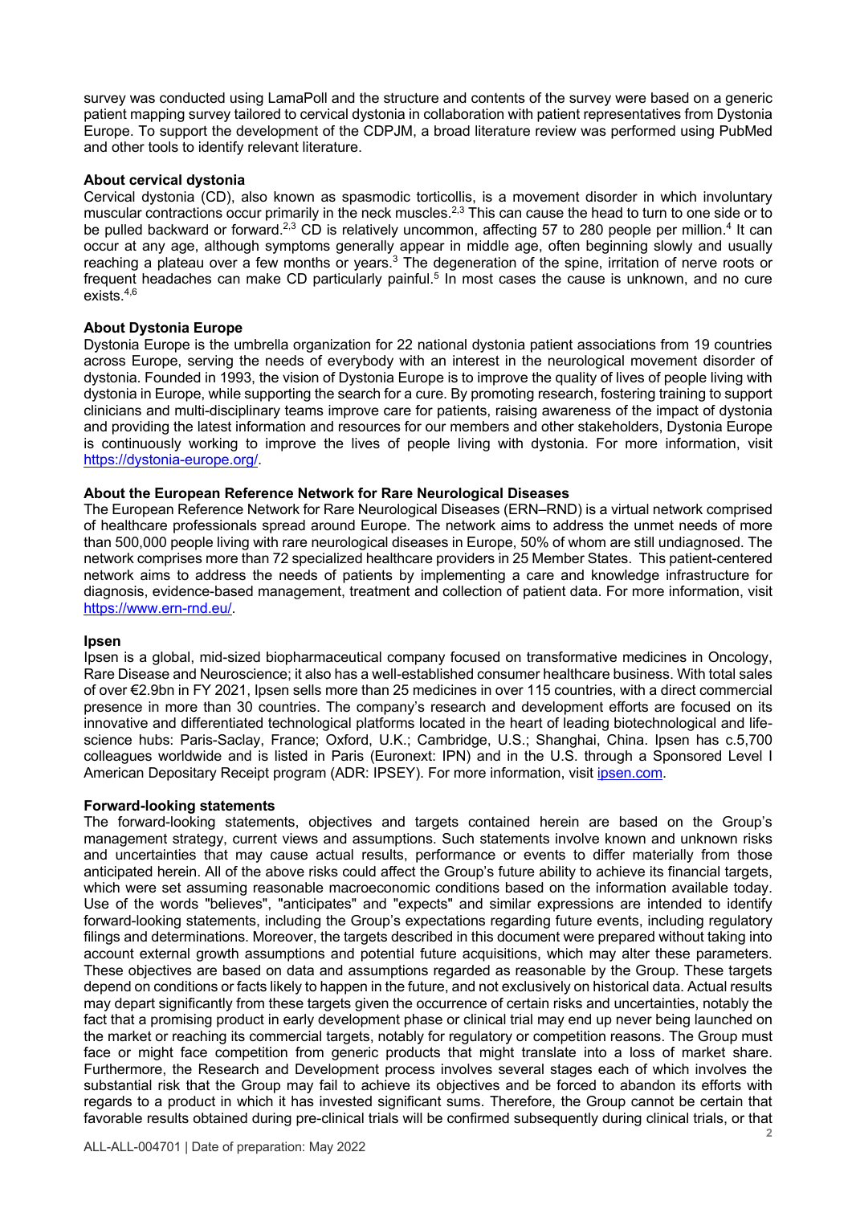survey was conducted using LamaPoll and the structure and contents of the survey were based on a generic patient mapping survey tailored to cervical dystonia in collaboration with patient representatives from Dystonia Europe. To support the development of the CDPJM, a broad literature review was performed using PubMed and other tools to identify relevant literature.

**About cervical dystonia**

Cervical dystonia (CD), also known as spasmodic torticollis, is a movement disorder in which involuntary muscular contractions occur primarily in the neck muscles.[2,3] This can cause the head to turn to one side or to be pulled backward or forward.[2,3] CD is relatively uncommon, affecting 57 to 280 people per million.[4] It can occur at any age, although symptoms generally appear in middle age, often beginning slowly and usually reaching a plateau over a few months or years.[3] The degeneration of the spine, irritation of nerve roots or frequent headaches can make CD particularly painful.[5] In most cases the cause is unknown, and no cure exists.[4,6]

**About Dystonia Europe**

Dystonia Europe is the umbrella organization for 22 national dystonia patient associations from 19 countries across Europe, serving the needs of everybody with an interest in the neurological movement disorder of dystonia. Founded in 1993, the vision of Dystonia Europe is to improve the quality of lives of people living with dystonia in Europe, while supporting the search for a cure. By promoting research, fostering training to support clinicians and multi-disciplinary teams improve care for patients, raising awareness of the impact of dystonia and providing the latest information and resources for our members and other stakeholders, Dystonia Europe is continuously working to improve the lives of people living with dystonia. For more information, visit https://dystonia-europe.org/.

**About the European Reference Network for Rare Neurological Diseases**

The European Reference Network for Rare Neurological Diseases (ERN–RND) is a virtual network comprised of healthcare professionals spread around Europe. The network aims to address the unmet needs of more than 500,000 people living with rare neurological diseases in Europe, 50% of whom are still undiagnosed. The network comprises more than 72 specialized healthcare providers in 25 Member States. This patient-centered network aims to address the needs of patients by implementing a care and knowledge infrastructure for diagnosis, evidence-based management, treatment and collection of patient data. For more information, visit https://www.ern-rnd.eu/.

**Ipsen**

Ipsen is a global, mid-sized biopharmaceutical company focused on transformative medicines in Oncology, Rare Disease and Neuroscience; it also has a well-established consumer healthcare business. With total sales of over €2.9bn in FY 2021, Ipsen sells more than 25 medicines in over 115 countries, with a direct commercial presence in more than 30 countries. The company's research and development efforts are focused on its innovative and differentiated technological platforms located in the heart of leading biotechnological and life-science hubs: Paris-Saclay, France; Oxford, U.K.; Cambridge, U.S.; Shanghai, China. Ipsen has c.5,700 colleagues worldwide and is listed in Paris (Euronext: IPN) and in the U.S. through a Sponsored Level I American Depositary Receipt program (ADR: IPSEY). For more information, visit ipsen.com.

**Forward-looking statements**

The forward-looking statements, objectives and targets contained herein are based on the Group's management strategy, current views and assumptions. Such statements involve known and unknown risks and uncertainties that may cause actual results, performance or events to differ materially from those anticipated herein. All of the above risks could affect the Group's future ability to achieve its financial targets, which were set assuming reasonable macroeconomic conditions based on the information available today. Use of the words "believes", "anticipates" and "expects" and similar expressions are intended to identify forward-looking statements, including the Group's expectations regarding future events, including regulatory filings and determinations. Moreover, the targets described in this document were prepared without taking into account external growth assumptions and potential future acquisitions, which may alter these parameters. These objectives are based on data and assumptions regarded as reasonable by the Group. These targets depend on conditions or facts likely to happen in the future, and not exclusively on historical data. Actual results may depart significantly from these targets given the occurrence of certain risks and uncertainties, notably the fact that a promising product in early development phase or clinical trial may end up never being launched on the market or reaching its commercial targets, notably for regulatory or competition reasons. The Group must face or might face competition from generic products that might translate into a loss of market share. Furthermore, the Research and Development process involves several stages each of which involves the substantial risk that the Group may fail to achieve its objectives and be forced to abandon its efforts with regards to a product in which it has invested significant sums. Therefore, the Group cannot be certain that favorable results obtained during pre-clinical trials will be confirmed subsequently during clinical trials, or that

ALL-ALL-004701 | Date of preparation: May 2022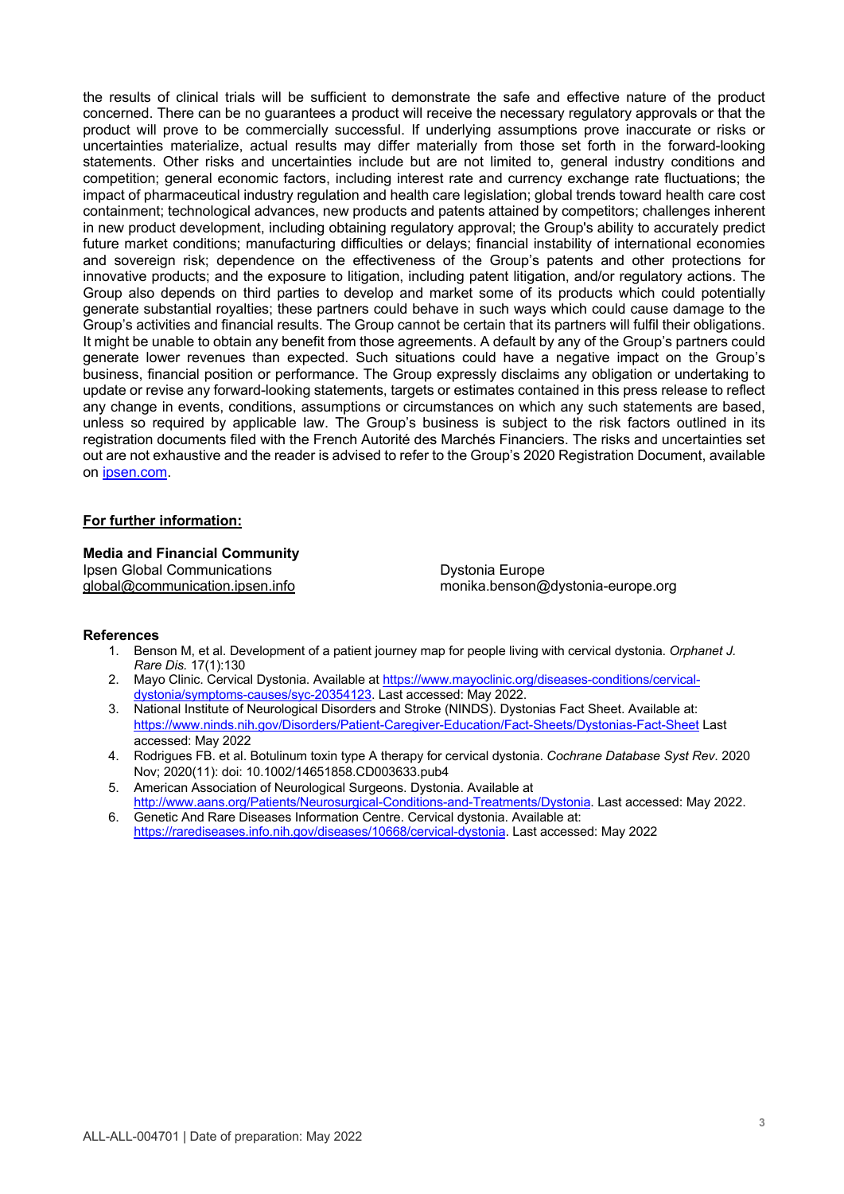the results of clinical trials will be sufficient to demonstrate the safe and effective nature of the product concerned. There can be no guarantees a product will receive the necessary regulatory approvals or that the product will prove to be commercially successful. If underlying assumptions prove inaccurate or risks or uncertainties materialize, actual results may differ materially from those set forth in the forward-looking statements. Other risks and uncertainties include but are not limited to, general industry conditions and competition; general economic factors, including interest rate and currency exchange rate fluctuations; the impact of pharmaceutical industry regulation and health care legislation; global trends toward health care cost containment; technological advances, new products and patents attained by competitors; challenges inherent in new product development, including obtaining regulatory approval; the Group's ability to accurately predict future market conditions; manufacturing difficulties or delays; financial instability of international economies and sovereign risk; dependence on the effectiveness of the Group's patents and other protections for innovative products; and the exposure to litigation, including patent litigation, and/or regulatory actions. The Group also depends on third parties to develop and market some of its products which could potentially generate substantial royalties; these partners could behave in such ways which could cause damage to the Group's activities and financial results. The Group cannot be certain that its partners will fulfil their obligations. It might be unable to obtain any benefit from those agreements. A default by any of the Group's partners could generate lower revenues than expected. Such situations could have a negative impact on the Group's business, financial position or performance. The Group expressly disclaims any obligation or undertaking to update or revise any forward-looking statements, targets or estimates contained in this press release to reflect any change in events, conditions, assumptions or circumstances on which any such statements are based, unless so required by applicable law. The Group's business is subject to the risk factors outlined in its registration documents filed with the French Autorité des Marchés Financiers. The risks and uncertainties set out are not exhaustive and the reader is advised to refer to the Group's 2020 Registration Document, available on ipsen.com.

**For further information:**

**Media and Financial Community**

Ipsen Global Communications
global@communication.ipsen.info

Dystonia Europe
monika.benson@dystonia-europe.org

**References**

1. Benson M, et al. Development of a patient journey map for people living with cervical dystonia. *Orphanet J. Rare Dis.* 17(1):130
2. Mayo Clinic. Cervical Dystonia. Available at https://www.mayoclinic.org/diseases-conditions/cervical-dystonia/symptoms-causes/syc-20354123. Last accessed: May 2022.
3. National Institute of Neurological Disorders and Stroke (NINDS). Dystonias Fact Sheet. Available at: https://www.ninds.nih.gov/Disorders/Patient-Caregiver-Education/Fact-Sheets/Dystonias-Fact-Sheet Last accessed: May 2022
4. Rodrigues FB. et al. Botulinum toxin type A therapy for cervical dystonia. *Cochrane Database Syst Rev*. 2020 Nov; 2020(11): doi: 10.1002/14651858.CD003633.pub4
5. American Association of Neurological Surgeons. Dystonia. Available at http://www.aans.org/Patients/Neurosurgical-Conditions-and-Treatments/Dystonia. Last accessed: May 2022.
6. Genetic And Rare Diseases Information Centre. Cervical dystonia. Available at: https://rarediseases.info.nih.gov/diseases/10668/cervical-dystonia. Last accessed: May 2022

ALL-ALL-004701 | Date of preparation: May 2022